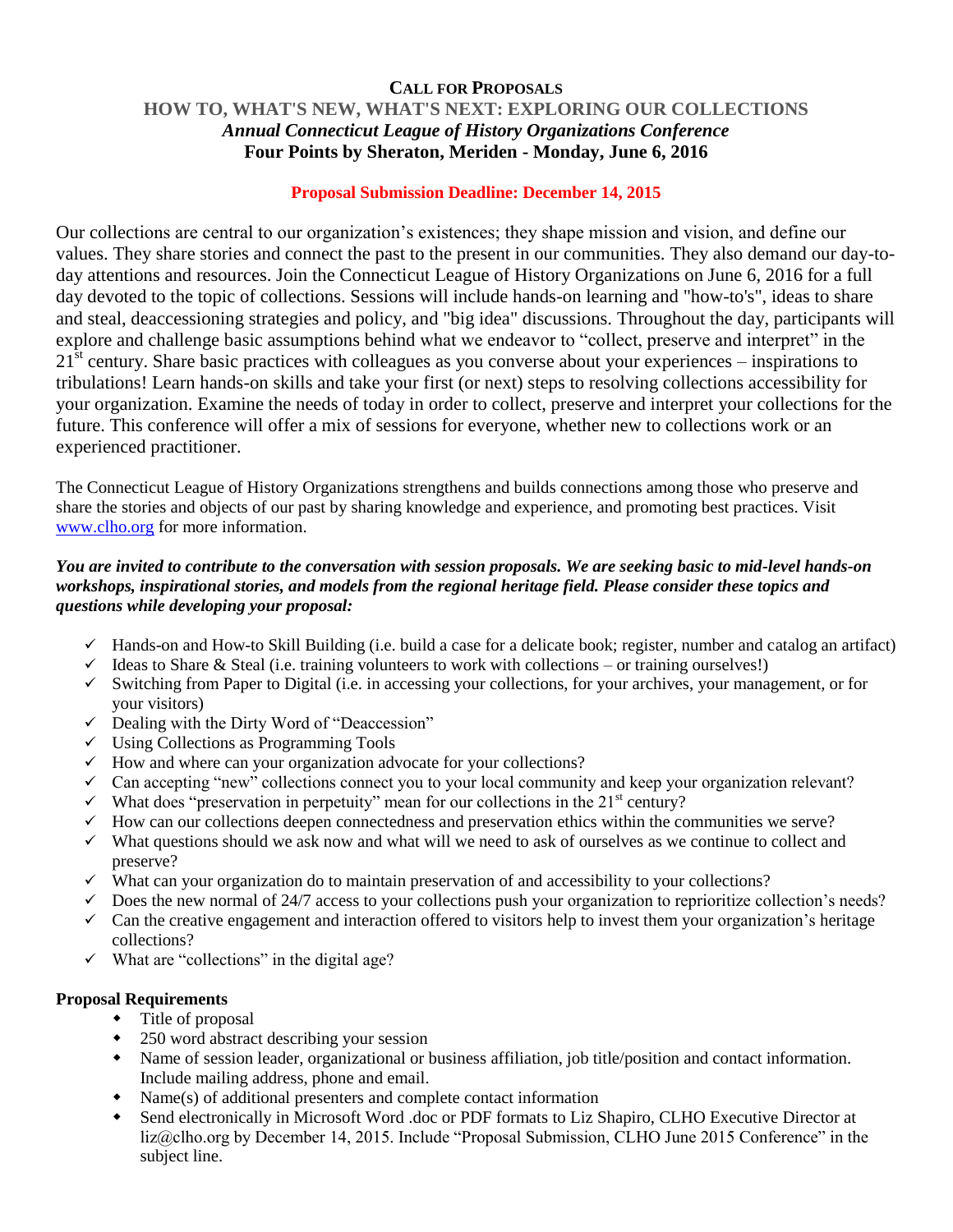# CALL FOR PROPOSALS

## HOW TO, WHAT'S NEW, WHAT'S NEXT: EXPLORING OUR COLLECTIONS

***Annual Connecticut League of History Organizations Conference***

**Four Points by Sheraton, Meriden - Monday, June 6, 2016**

**Proposal Submission Deadline: December 14, 2015**

Our collections are central to our organization's existences; they shape mission and vision, and define our values. They share stories and connect the past to the present in our communities. They also demand our day-to-day attentions and resources. Join the Connecticut League of History Organizations on June 6, 2016 for a full day devoted to the topic of collections. Sessions will include hands-on learning and "how-to's", ideas to share and steal, deaccessioning strategies and policy, and "big idea" discussions. Throughout the day, participants will explore and challenge basic assumptions behind what we endeavor to "collect, preserve and interpret" in the 21st century. Share basic practices with colleagues as you converse about your experiences – inspirations to tribulations! Learn hands-on skills and take your first (or next) steps to resolving collections accessibility for your organization. Examine the needs of today in order to collect, preserve and interpret your collections for the future. This conference will offer a mix of sessions for everyone, whether new to collections work or an experienced practitioner.

The Connecticut League of History Organizations strengthens and builds connections among those who preserve and share the stories and objects of our past by sharing knowledge and experience, and promoting best practices. Visit www.clho.org for more information.

***You are invited to contribute to the conversation with session proposals. We are seeking basic to mid-level hands-on workshops, inspirational stories, and models from the regional heritage field. Please consider these topics and questions while developing your proposal:***

- ✓ Hands-on and How-to Skill Building (i.e. build a case for a delicate book; register, number and catalog an artifact)
- ✓ Ideas to Share & Steal (i.e. training volunteers to work with collections – or training ourselves!)
- ✓ Switching from Paper to Digital (i.e. in accessing your collections, for your archives, your management, or for your visitors)
- ✓ Dealing with the Dirty Word of "Deaccession"
- ✓ Using Collections as Programming Tools
- ✓ How and where can your organization advocate for your collections?
- ✓ Can accepting "new" collections connect you to your local community and keep your organization relevant?
- ✓ What does "preservation in perpetuity" mean for our collections in the 21st century?
- ✓ How can our collections deepen connectedness and preservation ethics within the communities we serve?
- ✓ What questions should we ask now and what will we need to ask of ourselves as we continue to collect and preserve?
- ✓ What can your organization do to maintain preservation of and accessibility to your collections?
- ✓ Does the new normal of 24/7 access to your collections push your organization to reprioritize collection's needs?
- ✓ Can the creative engagement and interaction offered to visitors help to invest them your organization's heritage collections?
- ✓ What are "collections" in the digital age?

**Proposal Requirements**

- Title of proposal
- 250 word abstract describing your session
- Name of session leader, organizational or business affiliation, job title/position and contact information. Include mailing address, phone and email.
- Name(s) of additional presenters and complete contact information
- Send electronically in Microsoft Word .doc or PDF formats to Liz Shapiro, CLHO Executive Director at liz@clho.org by December 14, 2015. Include "Proposal Submission, CLHO June 2015 Conference" in the subject line.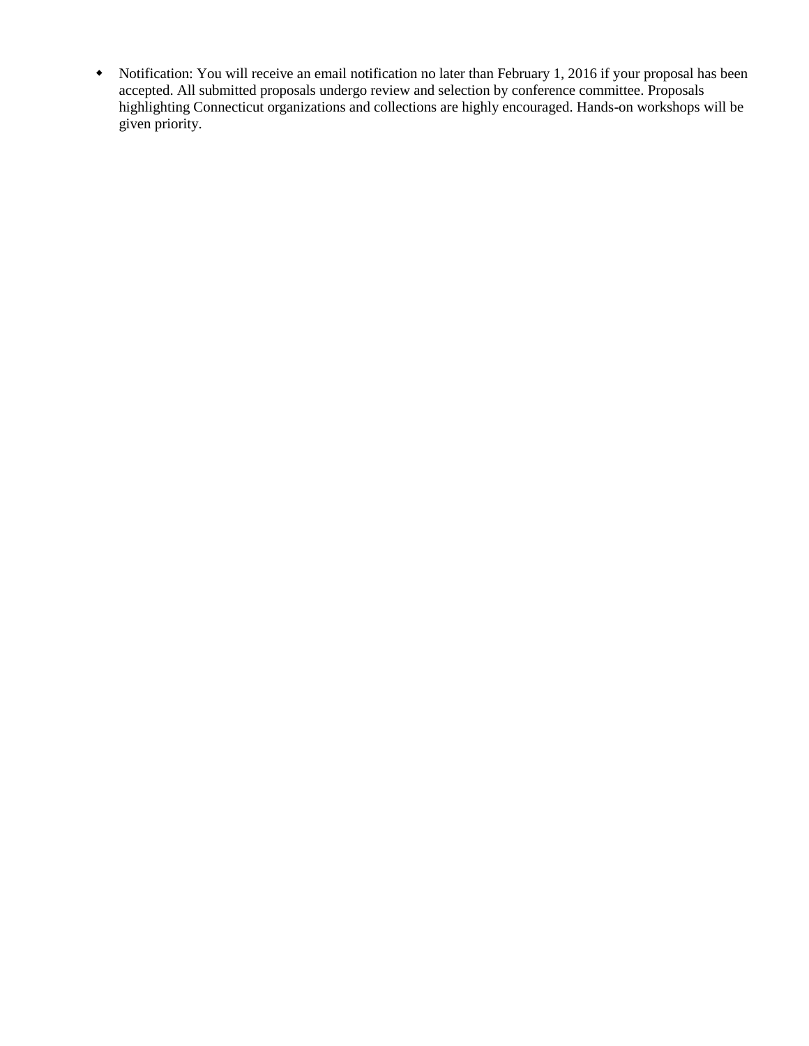- Notification: You will receive an email notification no later than February 1, 2016 if your proposal has been accepted. All submitted proposals undergo review and selection by conference committee. Proposals highlighting Connecticut organizations and collections are highly encouraged. Hands-on workshops will be given priority.